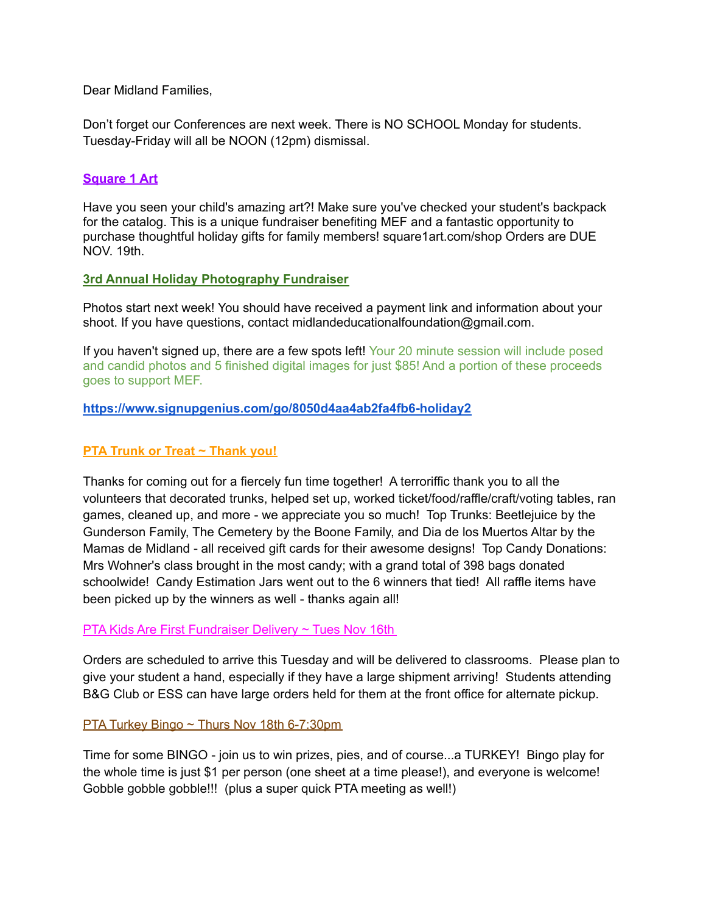Dear Midland Families,

Don't forget our Conferences are next week. There is NO SCHOOL Monday for students. Tuesday-Friday will all be NOON (12pm) dismissal.

### Square 1 Art

Have you seen your child's amazing art?! Make sure you've checked your student's backpack for the catalog. This is a unique fundraiser benefiting MEF and a fantastic opportunity to purchase thoughtful holiday gifts for family members! square1art.com/shop Orders are DUE NOV. 19th.

### 3rd Annual Holiday Photography Fundraiser

Photos start next week! You should have received a payment link and information about your shoot. If you have questions, contact midlandeducationalfoundation@gmail.com.

If you haven't signed up, there are a few spots left! Your 20 minute session will include posed and candid photos and 5 finished digital images for just $85! And a portion of these proceeds goes to support MEF.

**https://www.signupgenius.com/go/8050d4aa4ab2fa4fb6-holiday2**

### PTA Trunk or Treat ~ Thank you!

Thanks for coming out for a fiercely fun time together! A terroriffic thank you to all the volunteers that decorated trunks, helped set up, worked ticket/food/raffle/craft/voting tables, ran games, cleaned up, and more - we appreciate you so much! Top Trunks: Beetlejuice by the Gunderson Family, The Cemetery by the Boone Family, and Dia de los Muertos Altar by the Mamas de Midland - all received gift cards for their awesome designs! Top Candy Donations: Mrs Wohner's class brought in the most candy; with a grand total of 398 bags donated schoolwide! Candy Estimation Jars went out to the 6 winners that tied! All raffle items have been picked up by the winners as well - thanks again all!

### PTA Kids Are First Fundraiser Delivery ~ Tues Nov 16th

Orders are scheduled to arrive this Tuesday and will be delivered to classrooms. Please plan to give your student a hand, especially if they have a large shipment arriving! Students attending B&G Club or ESS can have large orders held for them at the front office for alternate pickup.

### PTA Turkey Bingo ~ Thurs Nov 18th 6-7:30pm

Time for some BINGO - join us to win prizes, pies, and of course...a TURKEY! Bingo play for the whole time is just $1 per person (one sheet at a time please!), and everyone is welcome! Gobble gobble gobble!!! (plus a super quick PTA meeting as well!)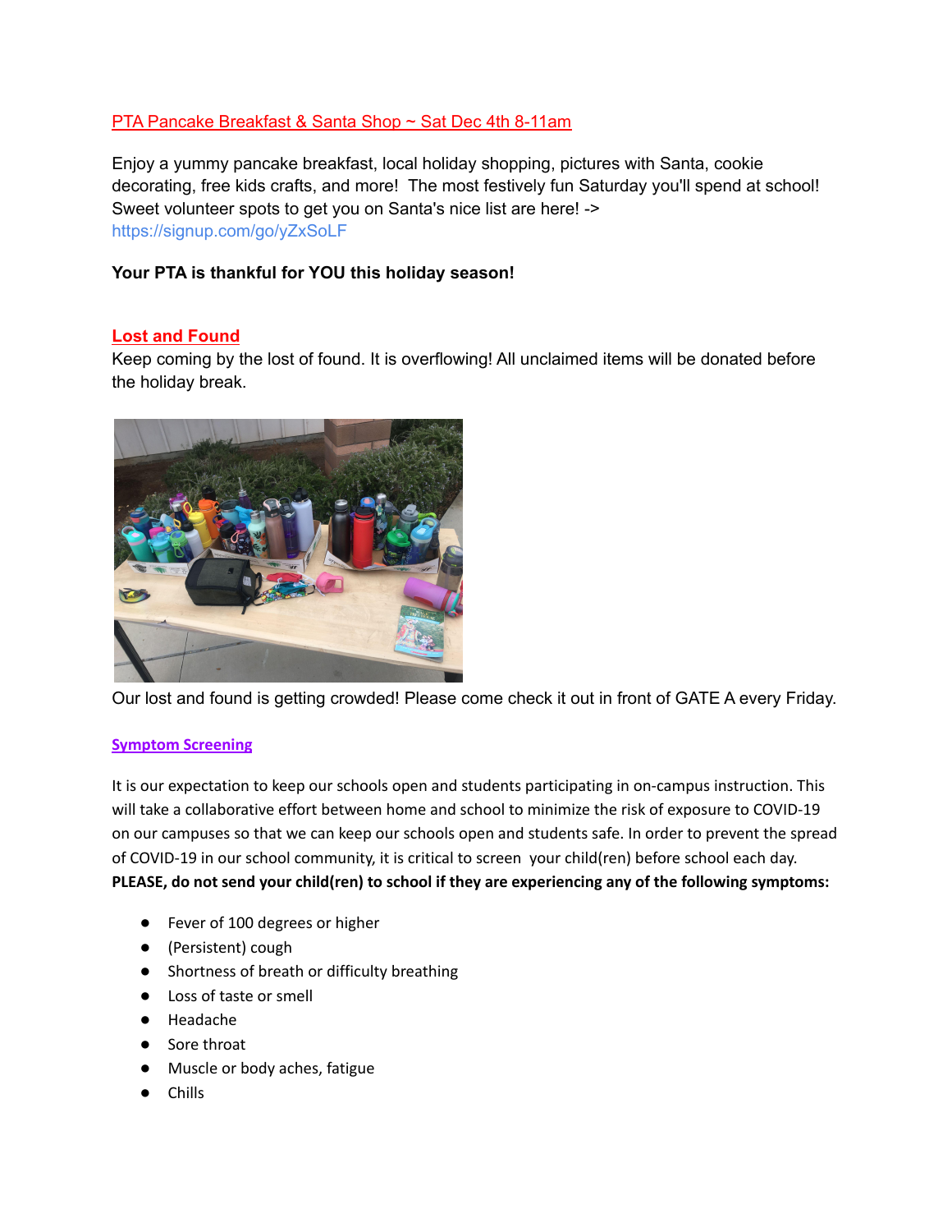## PTA Pancake Breakfast & Santa Shop ~ Sat Dec 4th 8-11am

Enjoy a yummy pancake breakfast, local holiday shopping, pictures with Santa, cookie decorating, free kids crafts, and more! The most festively fun Saturday you'll spend at school! Sweet volunteer spots to get you on Santa's nice list are here! -> https://signup.com/go/yZxSoLF

**Your PTA is thankful for YOU this holiday season!**

## Lost and Found

Keep coming by the lost of found. It is overflowing! All unclaimed items will be donated before the holiday break.

Our lost and found is getting crowded! Please come check it out in front of GATE A every Friday.

## Symptom Screening

It is our expectation to keep our schools open and students participating in on-campus instruction. This will take a collaborative effort between home and school to minimize the risk of exposure to COVID-19 on our campuses so that we can keep our schools open and students safe. In order to prevent the spread of COVID-19 in our school community, it is critical to screen your child(ren) before school each day. **PLEASE, do not send your child(ren) to school if they are experiencing any of the following symptoms:**

- Fever of 100 degrees or higher
- (Persistent) cough
- Shortness of breath or difficulty breathing
- Loss of taste or smell
- Headache
- Sore throat
- Muscle or body aches, fatigue
- Chills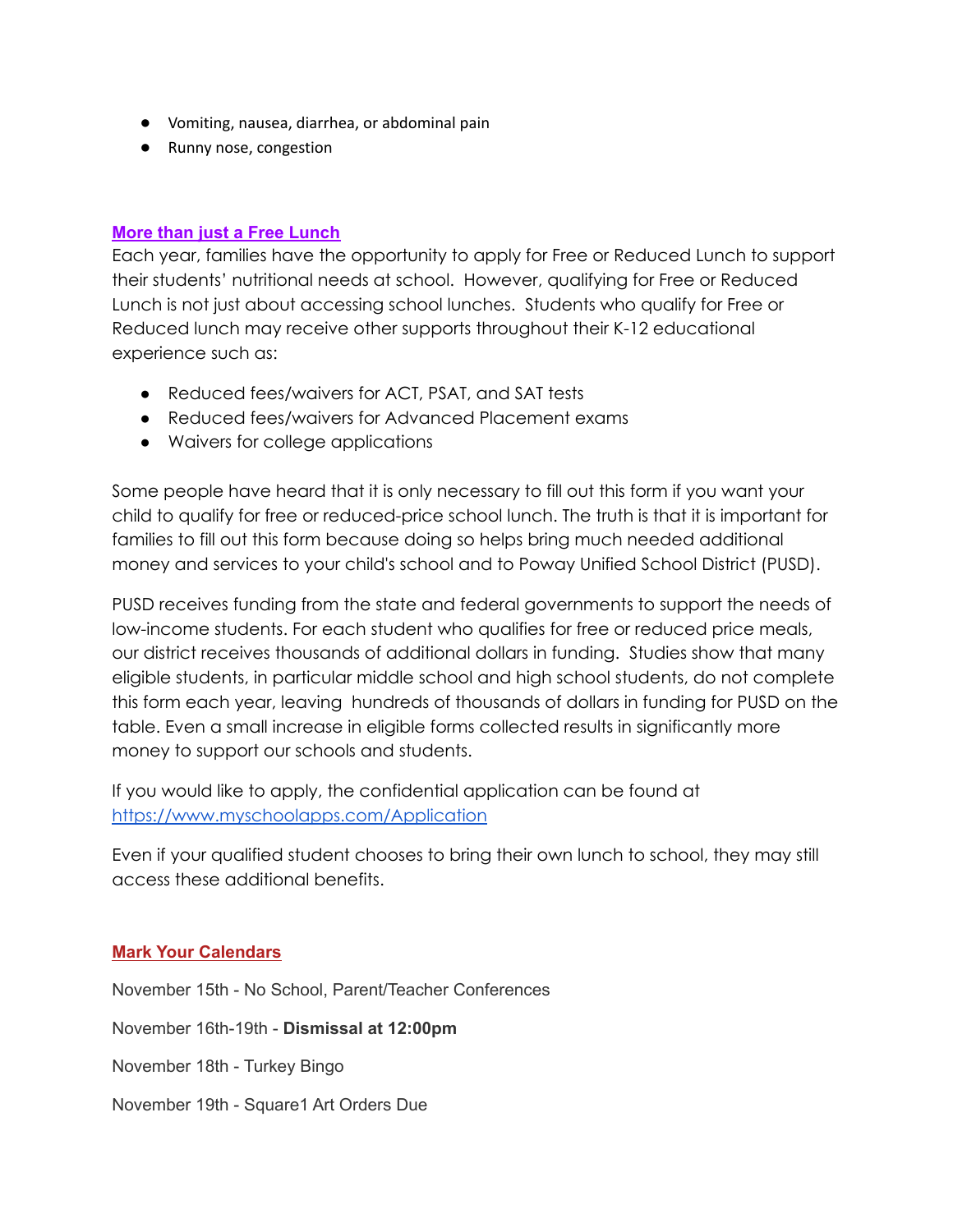- Vomiting, nausea, diarrhea, or abdominal pain
- Runny nose, congestion

## More than just a Free Lunch

Each year, families have the opportunity to apply for Free or Reduced Lunch to support their students' nutritional needs at school. However, qualifying for Free or Reduced Lunch is not just about accessing school lunches. Students who qualify for Free or Reduced lunch may receive other supports throughout their K-12 educational experience such as:

- Reduced fees/waivers for ACT, PSAT, and SAT tests
- Reduced fees/waivers for Advanced Placement exams
- Waivers for college applications

Some people have heard that it is only necessary to fill out this form if you want your child to qualify for free or reduced-price school lunch. The truth is that it is important for families to fill out this form because doing so helps bring much needed additional money and services to your child's school and to Poway Unified School District (PUSD).

PUSD receives funding from the state and federal governments to support the needs of low-income students. For each student who qualifies for free or reduced price meals, our district receives thousands of additional dollars in funding. Studies show that many eligible students, in particular middle school and high school students, do not complete this form each year, leaving hundreds of thousands of dollars in funding for PUSD on the table. Even a small increase in eligible forms collected results in significantly more money to support our schools and students.

If you would like to apply, the confidential application can be found at https://www.myschoolapps.com/Application

Even if your qualified student chooses to bring their own lunch to school, they may still access these additional benefits.

## Mark Your Calendars

November 15th - No School, Parent/Teacher Conferences

November 16th-19th - **Dismissal at 12:00pm**

November 18th - Turkey Bingo

November 19th - Square1 Art Orders Due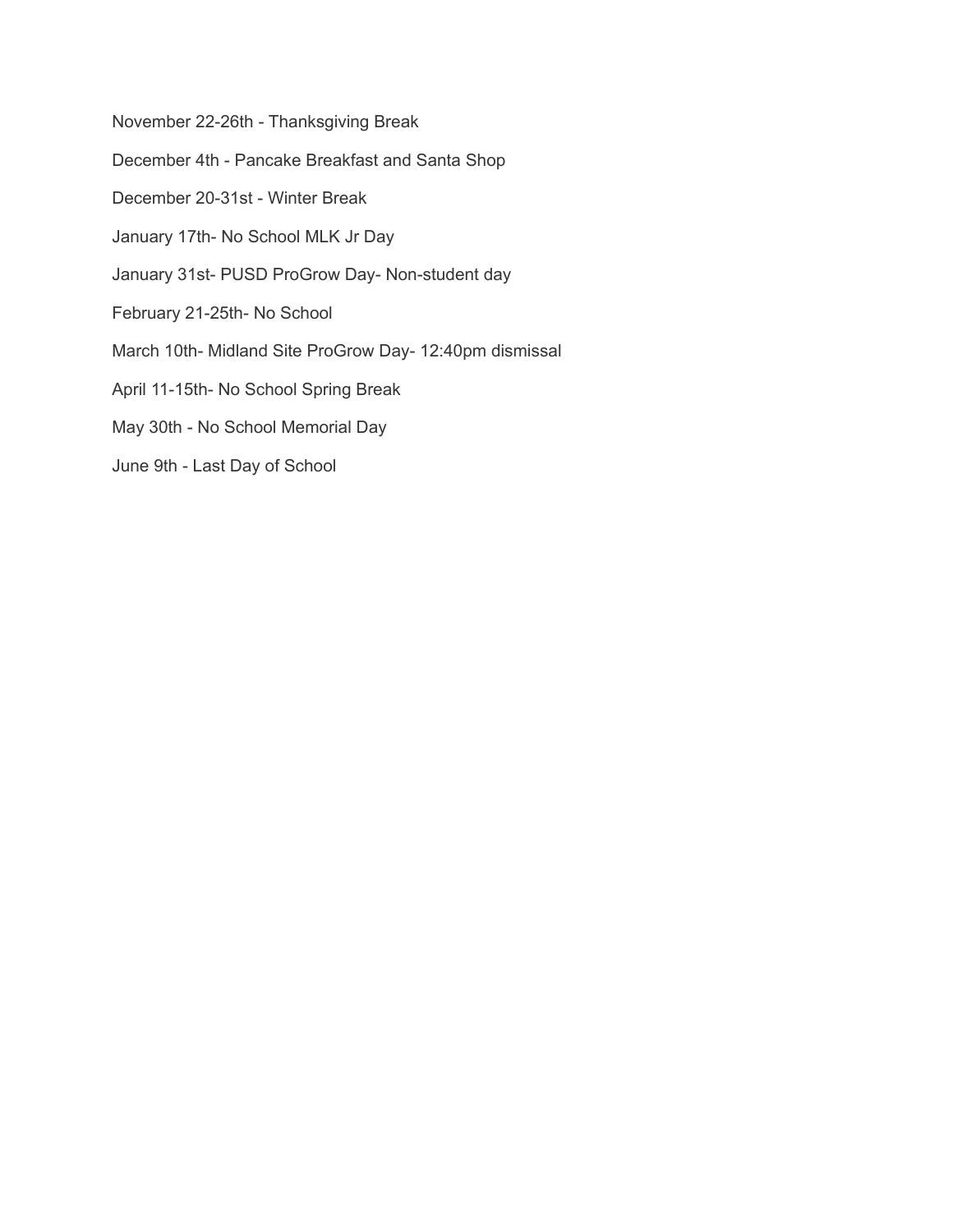November 22-26th - Thanksgiving Break

December 4th - Pancake Breakfast and Santa Shop

December 20-31st - Winter Break

January 17th- No School MLK Jr Day

January 31st- PUSD ProGrow Day- Non-student day

February 21-25th- No School

March 10th- Midland Site ProGrow Day- 12:40pm dismissal

April 11-15th- No School Spring Break

May 30th - No School Memorial Day

June 9th - Last Day of School